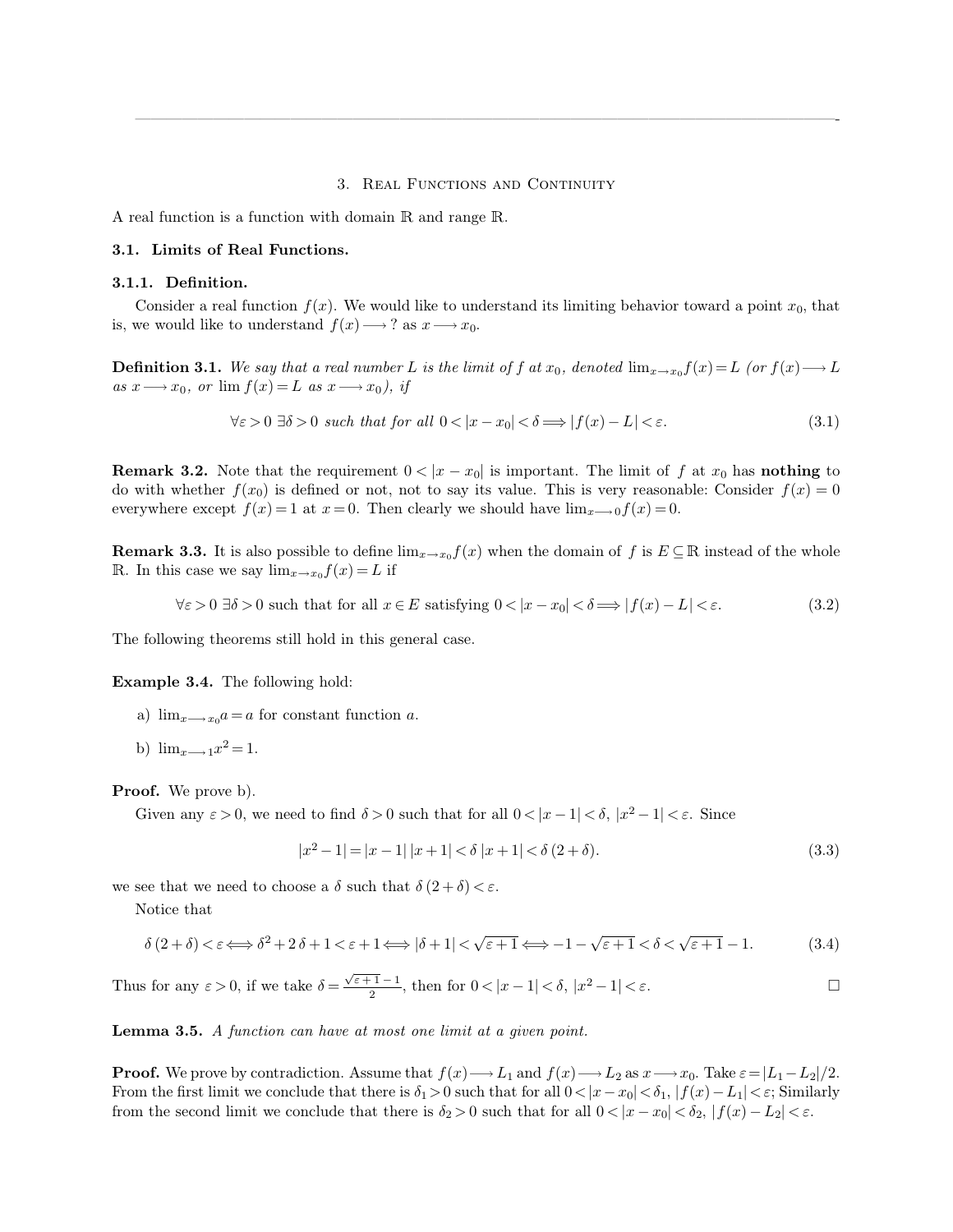# 3. Real Functions and Continuity

A real function is a function with domain $\mathbb{R}$ and range $\mathbb{R}$.

## 3.1. Limits of Real Functions.

### 3.1.1. Definition.

Consider a real function $f(x)$. We would like to understand its limiting behavior toward a point $x_0$, that is, we would like to understand $f(x) \longrightarrow ?$ as $x \longrightarrow x_0$.

**Definition 3.1.** *We say that a real number $L$ is the limit of $f$ at $x_0$, denoted $\lim_{x \to x_0} f(x) = L$ (or $f(x) \longrightarrow L$ as $x \longrightarrow x_0$, or $\lim f(x) = L$ as $x \longrightarrow x_0$), if*

$$\forall \varepsilon > 0 \ \exists \delta > 0 \text{ such that for all } 0 < |x - x_0| < \delta \Longrightarrow |f(x) - L| < \varepsilon. \tag{3.1}$$

**Remark 3.2.** Note that the requirement $0 < |x - x_0|$ is important. The limit of $f$ at $x_0$ has **nothing** to do with whether $f(x_0)$ is defined or not, not to say its value. This is very reasonable: Consider $f(x) = 0$ everywhere except $f(x) = 1$ at $x = 0$. Then clearly we should have $\lim_{x \longrightarrow 0} f(x) = 0$.

**Remark 3.3.** It is also possible to define $\lim_{x \to x_0} f(x)$ when the domain of $f$ is $E \subseteq \mathbb{R}$ instead of the whole $\mathbb{R}$. In this case we say $\lim_{x \to x_0} f(x) = L$ if

$$\forall \varepsilon > 0 \ \exists \delta > 0 \text{ such that for all } x \in E \text{ satisfying } 0 < |x - x_0| < \delta \Longrightarrow |f(x) - L| < \varepsilon. \tag{3.2}$$

The following theorems still hold in this general case.

**Example 3.4.** The following hold:

a) $\lim_{x \longrightarrow x_0} a = a$ for constant function $a$.

b) $\lim_{x \longrightarrow 1} x^2 = 1$.

**Proof.** We prove b).

Given any $\varepsilon > 0$, we need to find $\delta > 0$ such that for all $0 < |x - 1| < \delta$, $|x^2 - 1| < \varepsilon$. Since

$$|x^2 - 1| = |x - 1| \, |x + 1| < \delta \, |x + 1| < \delta \, (2 + \delta). \tag{3.3}$$

we see that we need to choose a $\delta$ such that $\delta \, (2 + \delta) < \varepsilon$.

Notice that

$$\delta \, (2 + \delta) < \varepsilon \Longleftrightarrow \delta^2 + 2 \, \delta + 1 < \varepsilon + 1 \Longleftrightarrow |\delta + 1| < \sqrt{\varepsilon + 1} \Longleftrightarrow -1 - \sqrt{\varepsilon + 1} < \delta < \sqrt{\varepsilon + 1} - 1. \tag{3.4}$$

Thus for any $\varepsilon > 0$, if we take $\delta = \frac{\sqrt{\varepsilon + 1} - 1}{2}$, then for $0 < |x - 1| < \delta$, $|x^2 - 1| < \varepsilon$. □

**Lemma 3.5.** *A function can have at most one limit at a given point.*

**Proof.** We prove by contradiction. Assume that $f(x) \longrightarrow L_1$ and $f(x) \longrightarrow L_2$ as $x \longrightarrow x_0$. Take $\varepsilon = |L_1 - L_2|/2$. From the first limit we conclude that there is $\delta_1 > 0$ such that for all $0 < |x - x_0| < \delta_1$, $|f(x) - L_1| < \varepsilon$; Similarly from the second limit we conclude that there is $\delta_2 > 0$ such that for all $0 < |x - x_0| < \delta_2$, $|f(x) - L_2| < \varepsilon$.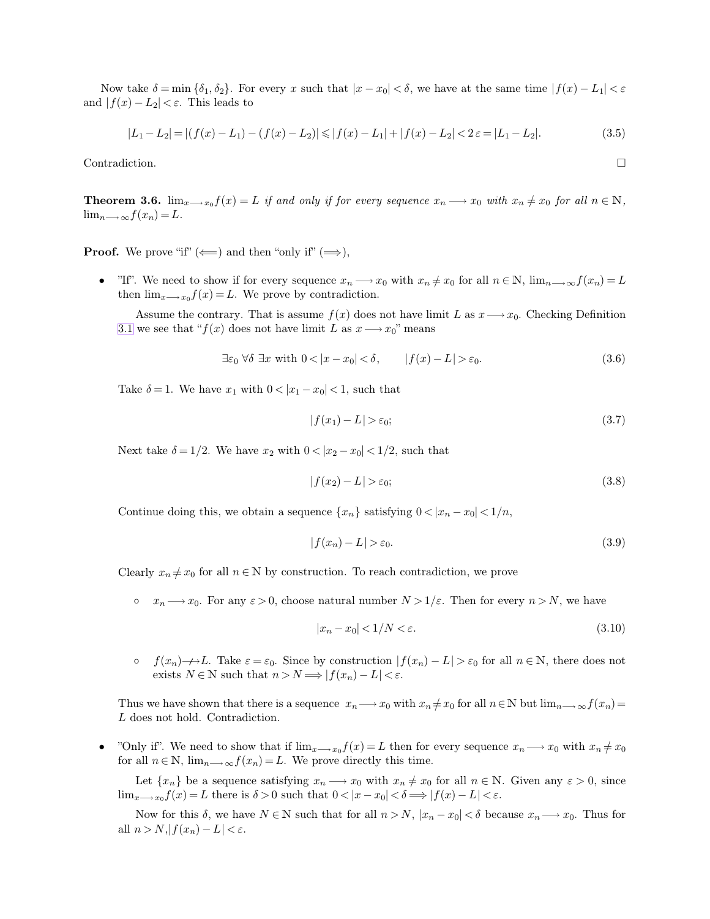Now take $\delta = \min\{\delta_1, \delta_2\}$. For every $x$ such that $|x - x_0| < \delta$, we have at the same time $|f(x) - L_1| < \varepsilon$ and $|f(x) - L_2| < \varepsilon$. This leads to

$$|L_1 - L_2| = |(f(x) - L_1) - (f(x) - L_2)| \leqslant |f(x) - L_1| + |f(x) - L_2| < 2\,\varepsilon = |L_1 - L_2|. \tag{3.5}$$

Contradiction. □

**Theorem 3.6.** *$\lim_{x \longrightarrow x_0} f(x) = L$ if and only if for every sequence $x_n \longrightarrow x_0$ with $x_n \neq x_0$ for all $n \in \mathbb{N}$, $\lim_{n \longrightarrow \infty} f(x_n) = L$.*

**Proof.** We prove "if" ($\Longleftarrow$) and then "only if" ($\Longrightarrow$),

- "If". We need to show if for every sequence $x_n \longrightarrow x_0$ with $x_n \neq x_0$ for all $n \in \mathbb{N}$, $\lim_{n \longrightarrow \infty} f(x_n) = L$ then $\lim_{x \longrightarrow x_0} f(x) = L$. We prove by contradiction.

  Assume the contrary. That is assume $f(x)$ does not have limit $L$ as $x \longrightarrow x_0$. Checking Definition 3.1 we see that "$f(x)$ does not have limit $L$ as $x \longrightarrow x_0$" means

  $$\exists \varepsilon_0 \ \forall \delta \ \exists x \text{ with } 0 < |x - x_0| < \delta, \qquad |f(x) - L| > \varepsilon_0. \tag{3.6}$$

  Take $\delta = 1$. We have $x_1$ with $0 < |x_1 - x_0| < 1$, such that

  $$|f(x_1) - L| > \varepsilon_0; \tag{3.7}$$

  Next take $\delta = 1/2$. We have $x_2$ with $0 < |x_2 - x_0| < 1/2$, such that

  $$|f(x_2) - L| > \varepsilon_0; \tag{3.8}$$

  Continue doing this, we obtain a sequence $\{x_n\}$ satisfying $0 < |x_n - x_0| < 1/n$,

  $$|f(x_n) - L| > \varepsilon_0. \tag{3.9}$$

  Clearly $x_n \neq x_0$ for all $n \in \mathbb{N}$ by construction. To reach contradiction, we prove

  - $x_n \longrightarrow x_0$. For any $\varepsilon > 0$, choose natural number $N > 1/\varepsilon$. Then for every $n > N$, we have

    $$|x_n - x_0| < 1/N < \varepsilon. \tag{3.10}$$

  - $f(x_n) \not\longrightarrow L$. Take $\varepsilon = \varepsilon_0$. Since by construction $|f(x_n) - L| > \varepsilon_0$ for all $n \in \mathbb{N}$, there does not exists $N \in \mathbb{N}$ such that $n > N \Longrightarrow |f(x_n) - L| < \varepsilon$.

  Thus we have shown that there is a sequence $x_n \longrightarrow x_0$ with $x_n \neq x_0$ for all $n \in \mathbb{N}$ but $\lim_{n \longrightarrow \infty} f(x_n) = L$ does not hold. Contradiction.

- "Only if". We need to show that if $\lim_{x \longrightarrow x_0} f(x) = L$ then for every sequence $x_n \longrightarrow x_0$ with $x_n \neq x_0$ for all $n \in \mathbb{N}$, $\lim_{n \longrightarrow \infty} f(x_n) = L$. We prove directly this time.

  Let $\{x_n\}$ be a sequence satisfying $x_n \longrightarrow x_0$ with $x_n \neq x_0$ for all $n \in \mathbb{N}$. Given any $\varepsilon > 0$, since $\lim_{x \longrightarrow x_0} f(x) = L$ there is $\delta > 0$ such that $0 < |x - x_0| < \delta \Longrightarrow |f(x) - L| < \varepsilon$.

  Now for this $\delta$, we have $N \in \mathbb{N}$ such that for all $n > N$, $|x_n - x_0| < \delta$ because $x_n \longrightarrow x_0$. Thus for all $n > N$, $|f(x_n) - L| < \varepsilon$.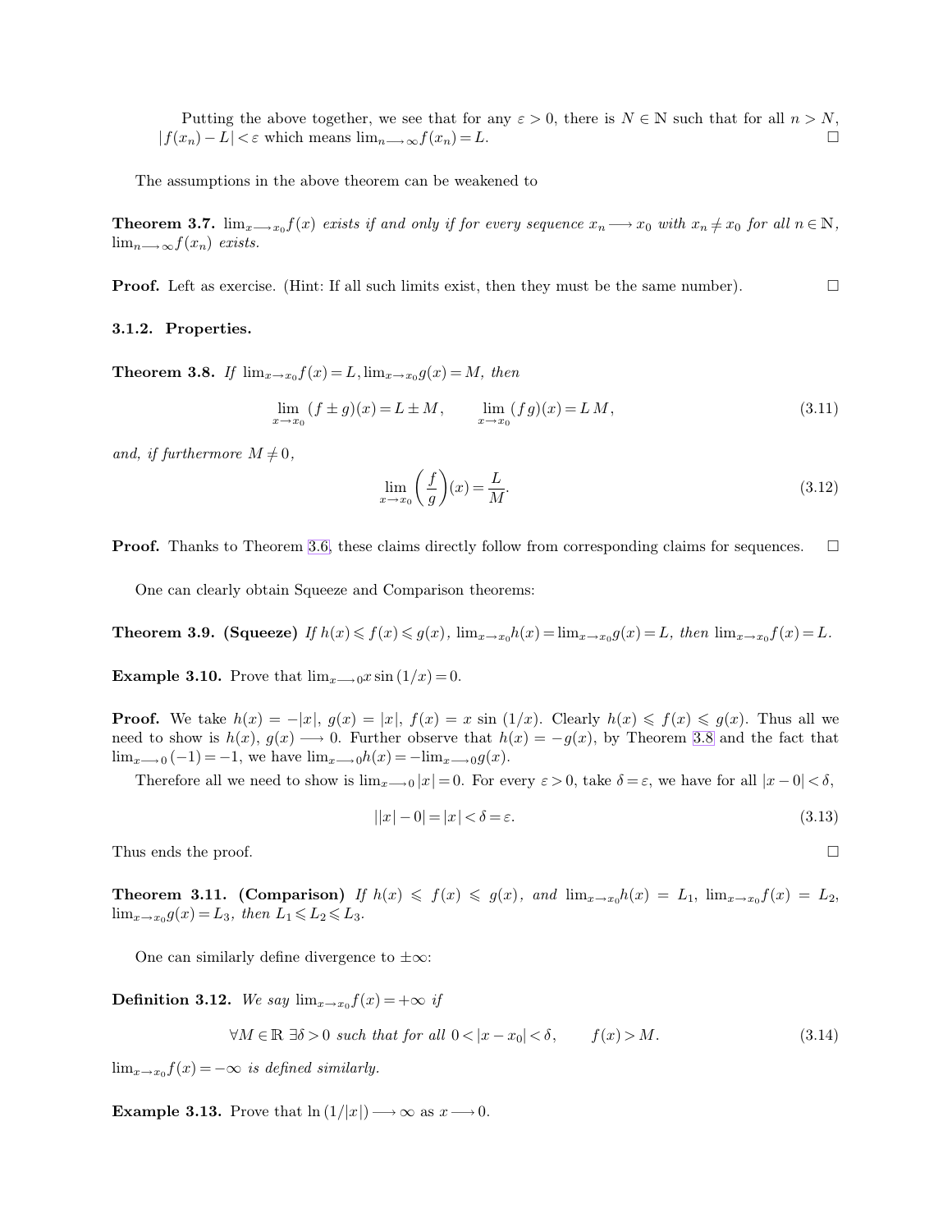Putting the above together, we see that for any $\varepsilon > 0$, there is $N \in \mathbb{N}$ such that for all $n > N$, $|f(x_n) - L| < \varepsilon$ which means $\lim_{n \longrightarrow \infty} f(x_n) = L$. $\square$

The assumptions in the above theorem can be weakened to

**Theorem 3.7.** *$\lim_{x \longrightarrow x_0} f(x)$ exists if and only if for every sequence $x_n \longrightarrow x_0$ with $x_n \neq x_0$ for all $n \in \mathbb{N}$, $\lim_{n \longrightarrow \infty} f(x_n)$ exists.*

**Proof.** Left as exercise. (Hint: If all such limits exist, then they must be the same number). $\square$

### 3.1.2. Properties.

**Theorem 3.8.** *If $\lim_{x \to x_0} f(x) = L, \lim_{x \to x_0} g(x) = M$, then*

$$\lim_{x \to x_0} (f \pm g)(x) = L \pm M, \qquad \lim_{x \to x_0} (f g)(x) = L\, M, \tag{3.11}$$

*and, if furthermore $M \neq 0$,*

$$\lim_{x \to x_0} \left( \frac{f}{g} \right)(x) = \frac{L}{M}. \tag{3.12}$$

**Proof.** Thanks to Theorem 3.6, these claims directly follow from corresponding claims for sequences. $\square$

One can clearly obtain Squeeze and Comparison theorems:

**Theorem 3.9. (Squeeze)** *If $h(x) \leqslant f(x) \leqslant g(x)$, $\lim_{x \to x_0} h(x) = \lim_{x \to x_0} g(x) = L$, then $\lim_{x \to x_0} f(x) = L$.*

**Example 3.10.** Prove that $\lim_{x \longrightarrow 0} x \sin(1/x) = 0$.

**Proof.** We take $h(x) = -|x|$, $g(x) = |x|$, $f(x) = x \sin(1/x)$. Clearly $h(x) \leqslant f(x) \leqslant g(x)$. Thus all we need to show is $h(x)$, $g(x) \longrightarrow 0$. Further observe that $h(x) = -g(x)$, by Theorem 3.8 and the fact that $\lim_{x \longrightarrow 0} (-1) = -1$, we have $\lim_{x \longrightarrow 0} h(x) = -\lim_{x \longrightarrow 0} g(x)$.

Therefore all we need to show is $\lim_{x \longrightarrow 0} |x| = 0$. For every $\varepsilon > 0$, take $\delta = \varepsilon$, we have for all $|x - 0| < \delta$,

$$||x| - 0| = |x| < \delta = \varepsilon. \tag{3.13}$$

Thus ends the proof. $\square$

**Theorem 3.11. (Comparison)** *If $h(x) \leqslant f(x) \leqslant g(x)$, and $\lim_{x \to x_0} h(x) = L_1$, $\lim_{x \to x_0} f(x) = L_2$, $\lim_{x \to x_0} g(x) = L_3$, then $L_1 \leqslant L_2 \leqslant L_3$.*

One can similarly define divergence to $\pm\infty$:

**Definition 3.12.** *We say $\lim_{x \to x_0} f(x) = +\infty$ if*

$$\forall M \in \mathbb{R}\ \exists \delta > 0 \text{ such that for all } 0 < |x - x_0| < \delta, \qquad f(x) > M. \tag{3.14}$$

*$\lim_{x \to x_0} f(x) = -\infty$ is defined similarly.*

**Example 3.13.** Prove that $\ln(1/|x|) \longrightarrow \infty$ as $x \longrightarrow 0$.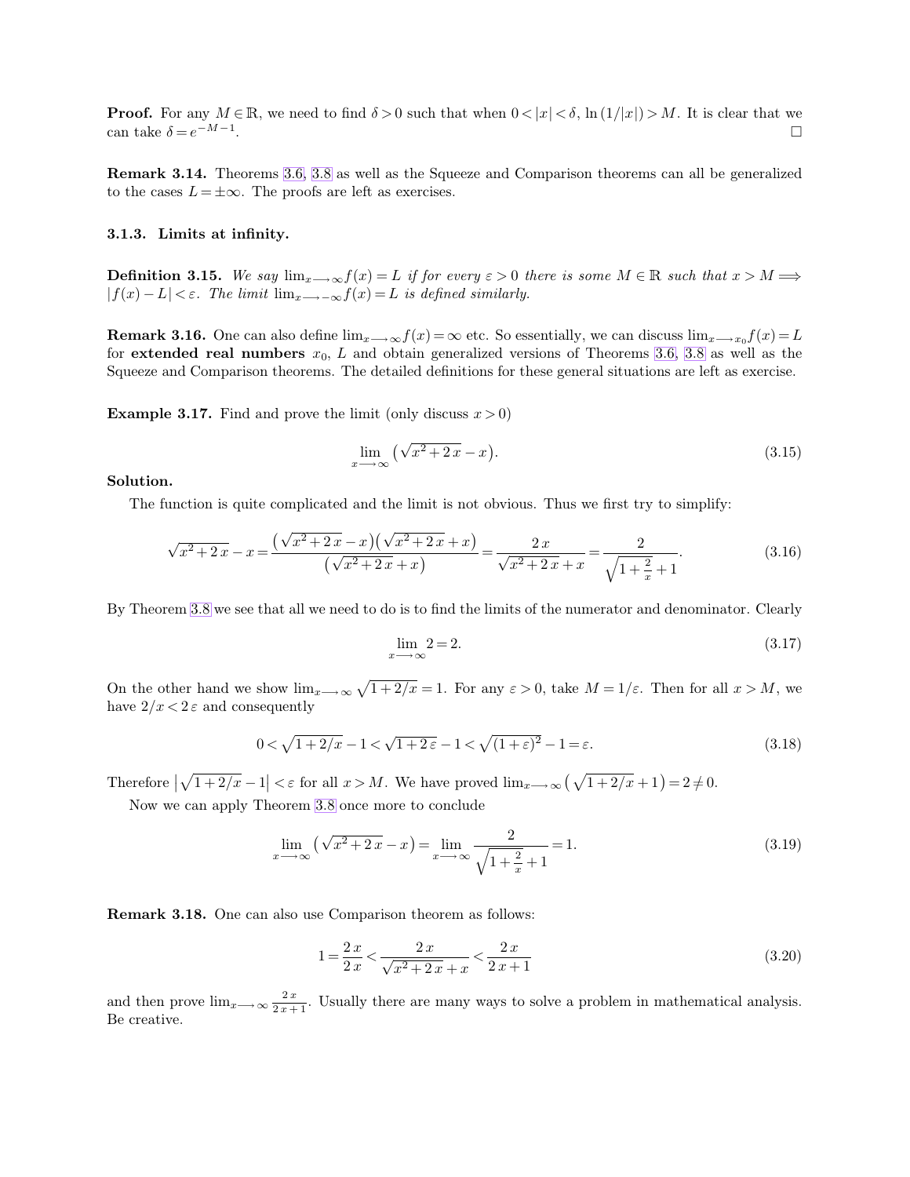**Proof.** For any $M \in \mathbb{R}$, we need to find $\delta > 0$ such that when $0 < |x| < \delta$, $\ln(1/|x|) > M$. It is clear that we can take $\delta = e^{-M-1}$. $\square$

**Remark 3.14.** Theorems 3.6, 3.8 as well as the Squeeze and Comparison theorems can all be generalized to the cases $L = \pm\infty$. The proofs are left as exercises.

### 3.1.3. Limits at infinity.

**Definition 3.15.** *We say $\lim_{x \longrightarrow \infty} f(x) = L$ if for every $\varepsilon > 0$ there is some $M \in \mathbb{R}$ such that $x > M \Longrightarrow |f(x) - L| < \varepsilon$. The limit $\lim_{x \longrightarrow -\infty} f(x) = L$ is defined similarly.*

**Remark 3.16.** One can also define $\lim_{x \longrightarrow \infty} f(x) = \infty$ etc. So essentially, we can discuss $\lim_{x \longrightarrow x_0} f(x) = L$ for **extended real numbers** $x_0$, $L$ and obtain generalized versions of Theorems 3.6, 3.8 as well as the Squeeze and Comparison theorems. The detailed definitions for these general situations are left as exercise.

**Example 3.17.** Find and prove the limit (only discuss $x > 0$)

$$\lim_{x \longrightarrow \infty} \left( \sqrt{x^2 + 2x} - x \right). \tag{3.15}$$

**Solution.**

The function is quite complicated and the limit is not obvious. Thus we first try to simplify:

$$\sqrt{x^2 + 2x} - x = \frac{\left( \sqrt{x^2 + 2x} - x \right)\left( \sqrt{x^2 + 2x} + x \right)}{\left( \sqrt{x^2 + 2x} + x \right)} = \frac{2x}{\sqrt{x^2 + 2x} + x} = \frac{2}{\sqrt{1 + \frac{2}{x}} + 1}. \tag{3.16}$$

By Theorem 3.8 we see that all we need to do is to find the limits of the numerator and denominator. Clearly

$$\lim_{x \longrightarrow \infty} 2 = 2. \tag{3.17}$$

On the other hand we show $\lim_{x \longrightarrow \infty} \sqrt{1 + 2/x} = 1$. For any $\varepsilon > 0$, take $M = 1/\varepsilon$. Then for all $x > M$, we have $2/x < 2\varepsilon$ and consequently

$$0 < \sqrt{1 + 2/x} - 1 < \sqrt{1 + 2\varepsilon} - 1 < \sqrt{(1 + \varepsilon)^2} - 1 = \varepsilon. \tag{3.18}$$

Therefore $\left| \sqrt{1 + 2/x} - 1 \right| < \varepsilon$ for all $x > M$. We have proved $\lim_{x \longrightarrow \infty} \left( \sqrt{1 + 2/x} + 1 \right) = 2 \neq 0$.

Now we can apply Theorem 3.8 once more to conclude

$$\lim_{x \longrightarrow \infty} \left( \sqrt{x^2 + 2x} - x \right) = \lim_{x \longrightarrow \infty} \frac{2}{\sqrt{1 + \frac{2}{x}} + 1} = 1. \tag{3.19}$$

**Remark 3.18.** One can also use Comparison theorem as follows:

$$1 = \frac{2x}{2x} < \frac{2x}{\sqrt{x^2 + 2x} + x} < \frac{2x}{2x + 1} \tag{3.20}$$

and then prove $\lim_{x \longrightarrow \infty} \frac{2x}{2x + 1}$. Usually there are many ways to solve a problem in mathematical analysis. Be creative.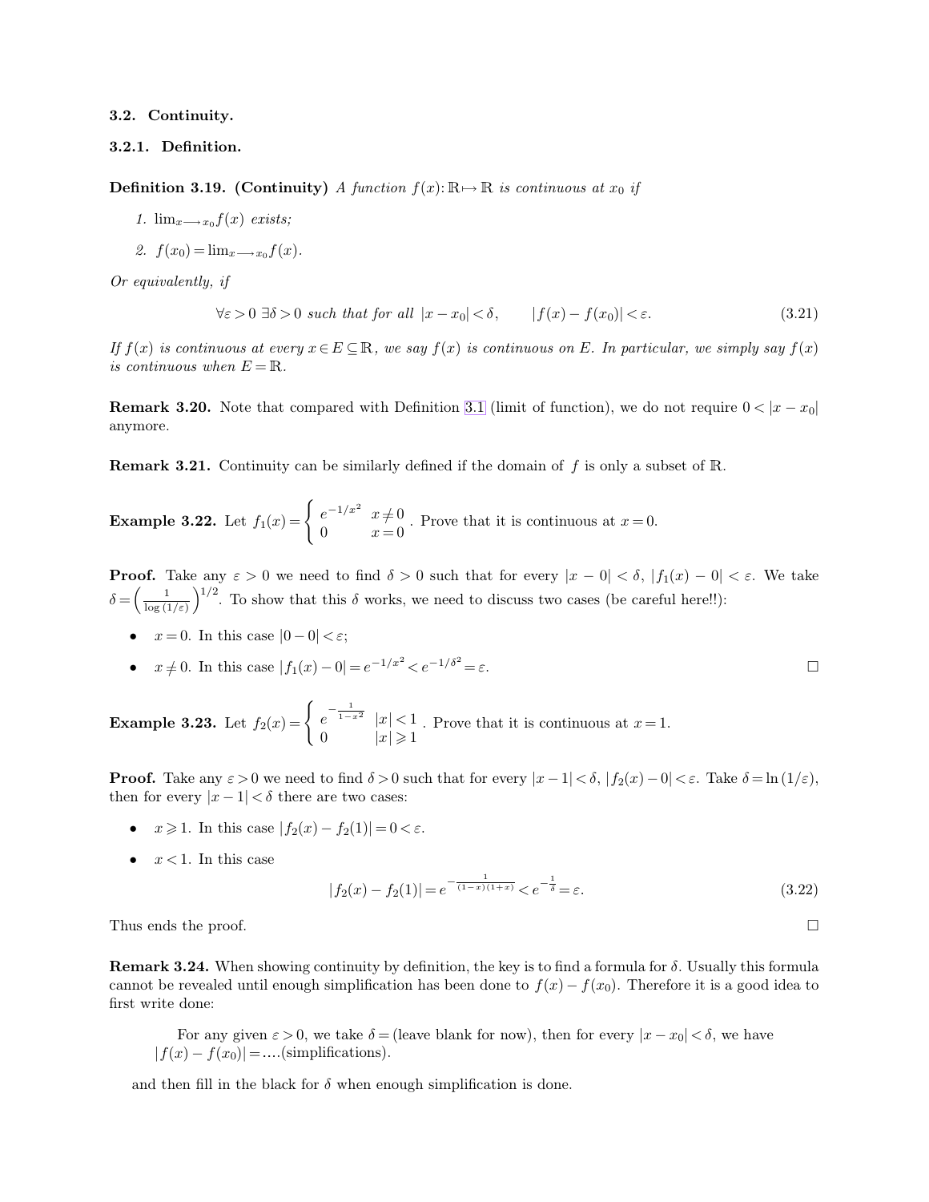### 3.2. Continuity.

#### 3.2.1. Definition.

**Definition 3.19. (Continuity)** *A function $f(x)\colon \mathbb{R} \mapsto \mathbb{R}$ is continuous at $x_0$ if*

1. *$\lim_{x \longrightarrow x_0} f(x)$ exists;*
2. *$f(x_0) = \lim_{x \longrightarrow x_0} f(x)$.*

*Or equivalently, if*

$$\forall \varepsilon > 0 \; \exists \delta > 0 \text{ such that for all } |x - x_0| < \delta, \qquad |f(x) - f(x_0)| < \varepsilon. \tag{3.21}$$

*If $f(x)$ is continuous at every $x \in E \subseteq \mathbb{R}$, we say $f(x)$ is continuous on $E$. In particular, we simply say $f(x)$ is continuous when $E = \mathbb{R}$.*

**Remark 3.20.** Note that compared with Definition 3.1 (limit of function), we do not require $0 < |x - x_0|$ anymore.

**Remark 3.21.** Continuity can be similarly defined if the domain of $f$ is only a subset of $\mathbb{R}$.

**Example 3.22.** Let $f_1(x) = \begin{cases} e^{-1/x^2} & x \neq 0 \\ 0 & x = 0 \end{cases}$. Prove that it is continuous at $x = 0$.

**Proof.** Take any $\varepsilon > 0$ we need to find $\delta > 0$ such that for every $|x - 0| < \delta$, $|f_1(x) - 0| < \varepsilon$. We take $\delta = \left(\frac{1}{\log(1/\varepsilon)}\right)^{1/2}$. To show that this $\delta$ works, we need to discuss two cases (be careful here!!):

- $x = 0$. In this case $|0 - 0| < \varepsilon$;
- $x \neq 0$. In this case $|f_1(x) - 0| = e^{-1/x^2} < e^{-1/\delta^2} = \varepsilon$. □

**Example 3.23.** Let $f_2(x) = \begin{cases} e^{-\frac{1}{1-x^2}} & |x| < 1 \\ 0 & |x| \geqslant 1 \end{cases}$. Prove that it is continuous at $x = 1$.

**Proof.** Take any $\varepsilon > 0$ we need to find $\delta > 0$ such that for every $|x - 1| < \delta$, $|f_2(x) - 0| < \varepsilon$. Take $\delta = \ln(1/\varepsilon)$, then for every $|x - 1| < \delta$ there are two cases:

- $x \geqslant 1$. In this case $|f_2(x) - f_2(1)| = 0 < \varepsilon$.
- $x < 1$. In this case

$$|f_2(x) - f_2(1)| = e^{-\frac{1}{(1-x)(1+x)}} < e^{-\frac{1}{\delta}} = \varepsilon. \tag{3.22}$$

Thus ends the proof. □

**Remark 3.24.** When showing continuity by definition, the key is to find a formula for $\delta$. Usually this formula cannot be revealed until enough simplification has been done to $f(x) - f(x_0)$. Therefore it is a good idea to first write done:

> For any given $\varepsilon > 0$, we take $\delta =$ (leave blank for now), then for every $|x - x_0| < \delta$, we have $|f(x) - f(x_0)| = \ldots$.(simplifications).

and then fill in the black for $\delta$ when enough simplification is done.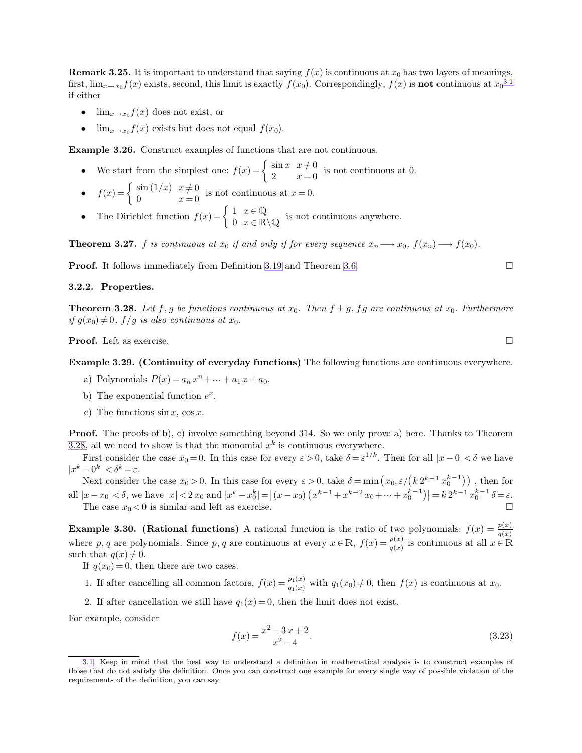**Remark 3.25.** It is important to understand that saying $f(x)$ is continuous at $x_0$ has two layers of meanings, first, $\lim_{x\to x_0} f(x)$ exists, second, this limit is exactly $f(x_0)$. Correspondingly, $f(x)$ is **not** continuous at $x_0$[3.1] if either

- $\lim_{x\to x_0} f(x)$ does not exist, or
- $\lim_{x\to x_0} f(x)$ exists but does not equal $f(x_0)$.

**Example 3.26.** Construct examples of functions that are not continuous.

- We start from the simplest one: $f(x)=\begin{cases}\sin x & x\neq 0\\ 2 & x=0\end{cases}$ is not continuous at 0.
- $f(x)=\begin{cases}\sin(1/x) & x\neq 0\\ 0 & x=0\end{cases}$ is not continuous at $x=0$.
- The Dirichlet function $f(x)=\begin{cases}1 & x\in\mathbb{Q}\\ 0 & x\in\mathbb{R}\backslash\mathbb{Q}\end{cases}$ is not continuous anywhere.

**Theorem 3.27.** *$f$ is continuous at $x_0$ if and only if for every sequence $x_n\longrightarrow x_0$, $f(x_n)\longrightarrow f(x_0)$.*

**Proof.** It follows immediately from Definition 3.19 and Theorem 3.6. □

### 3.2.2. Properties.

**Theorem 3.28.** *Let $f,g$ be functions continuous at $x_0$. Then $f\pm g$, $fg$ are continuous at $x_0$. Furthermore if $g(x_0)\neq 0$, $f/g$ is also continuous at $x_0$.*

**Proof.** Left as exercise. □

**Example 3.29. (Continuity of everyday functions)** The following functions are continuous everywhere.

a) Polynomials $P(x)=a_n x^n+\cdots+a_1 x+a_0$.

b) The exponential function $e^x$.

c) The functions $\sin x$, $\cos x$.

**Proof.** The proofs of b), c) involve something beyond 314. So we only prove a) here. Thanks to Theorem 3.28, all we need to show is that the monomial $x^k$ is continuous everywhere.

First consider the case $x_0=0$. In this case for every $\varepsilon>0$, take $\delta=\varepsilon^{1/k}$. Then for all $|x-0|<\delta$ we have $|x^k-0^k|<\delta^k=\varepsilon$.

Next consider the case $x_0>0$. In this case for every $\varepsilon>0$, take $\delta=\min\left(x_0,\varepsilon/\left(k\,2^{k-1}\,x_0^{k-1}\right)\right)$, then for all $|x-x_0|<\delta$, we have $|x|<2\,x_0$ and $|x^k-x_0^k|=\left|(x-x_0)\left(x^{k-1}+x^{k-2}\,x_0+\cdots+x_0^{k-1}\right)\right|=k\,2^{k-1}\,x_0^{k-1}\,\delta=\varepsilon$.

The case $x_0<0$ is similar and left as exercise. □

**Example 3.30. (Rational functions)** A rational function is the ratio of two polynomials: $f(x)=\frac{p(x)}{q(x)}$ where $p,q$ are polynomials. Since $p,q$ are continuous at every $x\in\mathbb{R}$, $f(x)=\frac{p(x)}{q(x)}$ is continuous at all $x\in\mathbb{R}$ such that $q(x)\neq 0$.

If $q(x_0)=0$, then there are two cases.

1. If after cancelling all common factors, $f(x)=\frac{p_1(x)}{q_1(x)}$ with $q_1(x_0)\neq 0$, then $f(x)$ is continuous at $x_0$.
2. If after cancellation we still have $q_1(x)=0$, then the limit does not exist.

For example, consider

$$f(x)=\frac{x^2-3\,x+2}{x^2-4}. \tag{3.23}$$

---

3.1. Keep in mind that the best way to understand a definition in mathematical analysis is to construct examples of those that do not satisfy the definition. Once you can construct one example for every single way of possible violation of the requirements of the definition, you can say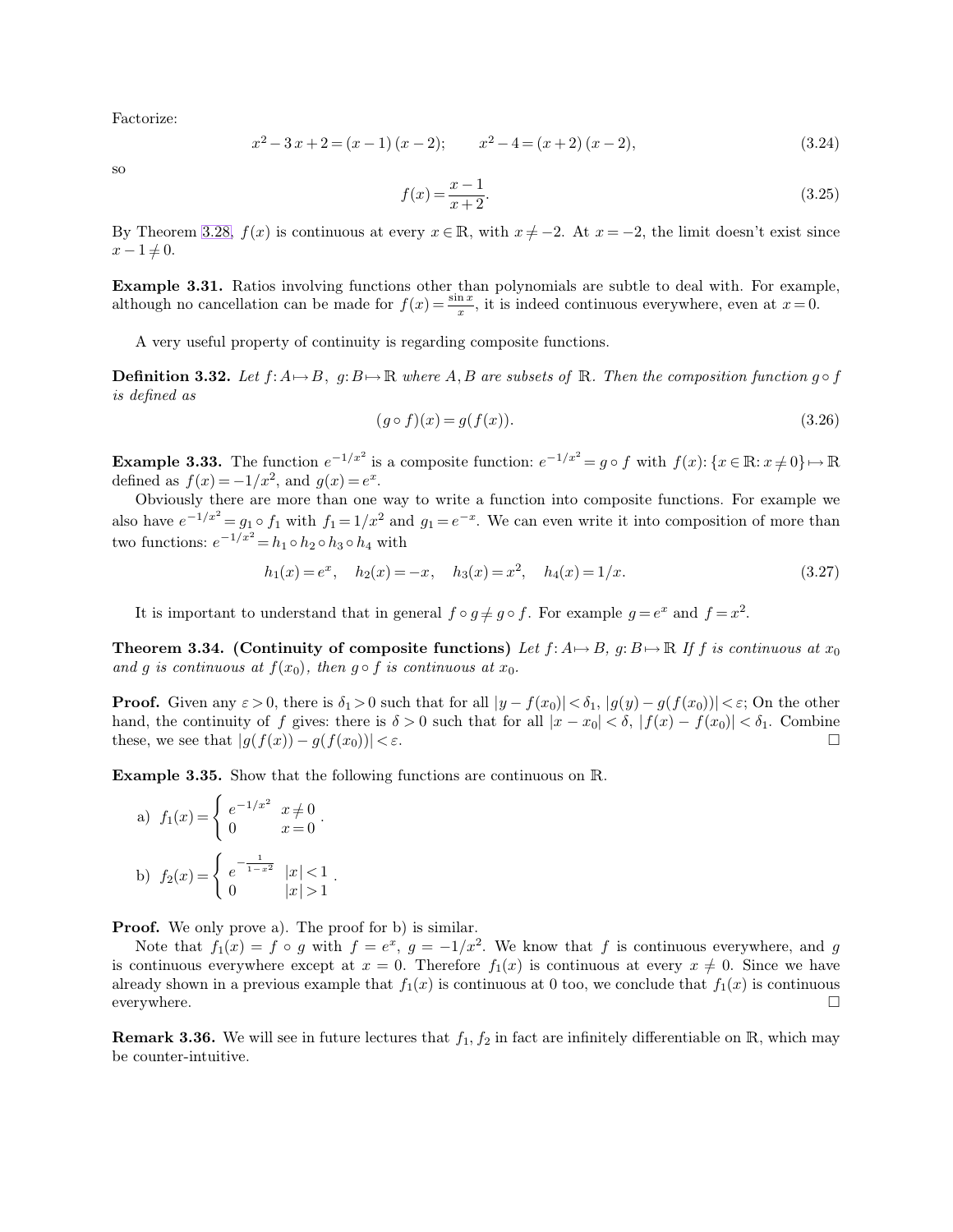Factorize:

$$x^2 - 3x + 2 = (x-1)(x-2); \qquad x^2 - 4 = (x+2)(x-2), \tag{3.24}$$

so

$$f(x) = \frac{x-1}{x+2}. \tag{3.25}$$

By Theorem 3.28, $f(x)$ is continuous at every $x \in \mathbb{R}$, with $x \neq -2$. At $x = -2$, the limit doesn't exist since $x - 1 \neq 0$.

**Example 3.31.** Ratios involving functions other than polynomials are subtle to deal with. For example, although no cancellation can be made for $f(x) = \frac{\sin x}{x}$, it is indeed continuous everywhere, even at $x = 0$.

A very useful property of continuity is regarding composite functions.

**Definition 3.32.** *Let $f: A \mapsto B$, $g: B \mapsto \mathbb{R}$ where $A, B$ are subsets of $\mathbb{R}$. Then the composition function $g \circ f$ is defined as*

$$(g \circ f)(x) = g(f(x)). \tag{3.26}$$

**Example 3.33.** The function $e^{-1/x^2}$ is a composite function: $e^{-1/x^2} = g \circ f$ with $f(x): \{x \in \mathbb{R}: x \neq 0\} \mapsto \mathbb{R}$ defined as $f(x) = -1/x^2$, and $g(x) = e^x$.

Obviously there are more than one way to write a function into composite functions. For example we also have $e^{-1/x^2} = g_1 \circ f_1$ with $f_1 = 1/x^2$ and $g_1 = e^{-x}$. We can even write it into composition of more than two functions: $e^{-1/x^2} = h_1 \circ h_2 \circ h_3 \circ h_4$ with

$$h_1(x) = e^x, \quad h_2(x) = -x, \quad h_3(x) = x^2, \quad h_4(x) = 1/x. \tag{3.27}$$

It is important to understand that in general $f \circ g \neq g \circ f$. For example $g = e^x$ and $f = x^2$.

**Theorem 3.34. (Continuity of composite functions)** *Let $f: A \mapsto B$, $g: B \mapsto \mathbb{R}$ If $f$ is continuous at $x_0$ and $g$ is continuous at $f(x_0)$, then $g \circ f$ is continuous at $x_0$.*

**Proof.** Given any $\varepsilon > 0$, there is $\delta_1 > 0$ such that for all $|y - f(x_0)| < \delta_1$, $|g(y) - g(f(x_0))| < \varepsilon$; On the other hand, the continuity of $f$ gives: there is $\delta > 0$ such that for all $|x - x_0| < \delta$, $|f(x) - f(x_0)| < \delta_1$. Combine these, we see that $|g(f(x)) - g(f(x_0))| < \varepsilon$. □

**Example 3.35.** Show that the following functions are continuous on $\mathbb{R}$.

a) $f_1(x) = \begin{cases} e^{-1/x^2} & x \neq 0 \\ 0 & x = 0 \end{cases}$.

b) $f_2(x) = \begin{cases} e^{-\frac{1}{1-x^2}} & |x| < 1 \\ 0 & |x| > 1 \end{cases}$.

**Proof.** We only prove a). The proof for b) is similar.

Note that $f_1(x) = f \circ g$ with $f = e^x$, $g = -1/x^2$. We know that $f$ is continuous everywhere, and $g$ is continuous everywhere except at $x = 0$. Therefore $f_1(x)$ is continuous at every $x \neq 0$. Since we have already shown in a previous example that $f_1(x)$ is continuous at 0 too, we conclude that $f_1(x)$ is continuous everywhere. □

**Remark 3.36.** We will see in future lectures that $f_1, f_2$ in fact are infinitely differentiable on $\mathbb{R}$, which may be counter-intuitive.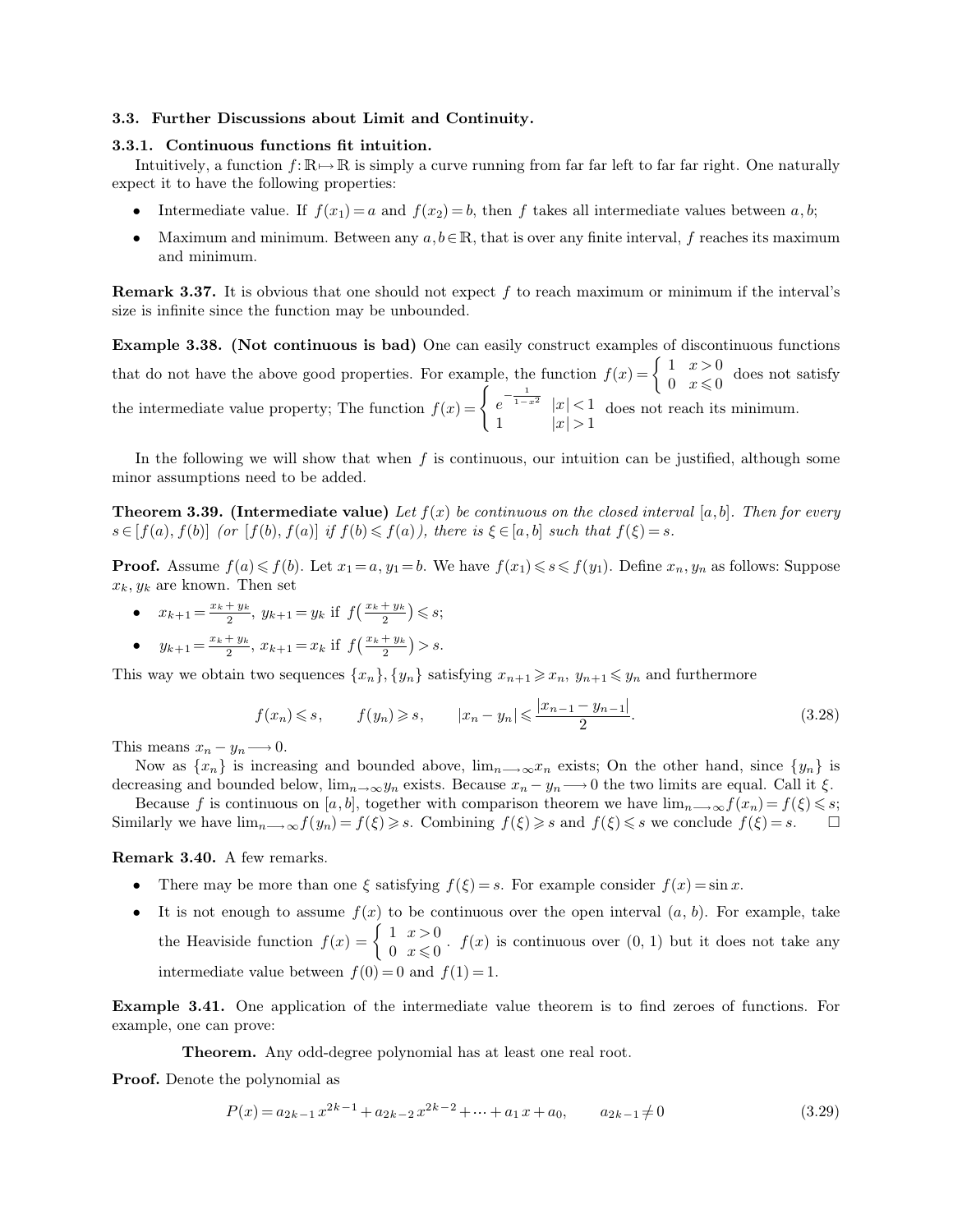### 3.3. Further Discussions about Limit and Continuity.

#### 3.3.1. Continuous functions fit intuition.

Intuitively, a function $f:\mathbb{R}\mapsto\mathbb{R}$ is simply a curve running from far far left to far far right. One naturally expect it to have the following properties:

- Intermediate value. If $f(x_1)=a$ and $f(x_2)=b$, then $f$ takes all intermediate values between $a, b$;
- Maximum and minimum. Between any $a, b\in\mathbb{R}$, that is over any finite interval, $f$ reaches its maximum and minimum.

**Remark 3.37.** It is obvious that one should not expect $f$ to reach maximum or minimum if the interval's size is infinite since the function may be unbounded.

**Example 3.38. (Not continuous is bad)** One can easily construct examples of discontinuous functions that do not have the above good properties. For example, the function $f(x)=\begin{cases}1 & x>0\\ 0 & x\leqslant 0\end{cases}$ does not satisfy the intermediate value property; The function $f(x)=\begin{cases}e^{-\frac{1}{1-x^2}} & |x|<1\\ 1 & |x|>1\end{cases}$ does not reach its minimum.

In the following we will show that when $f$ is continuous, our intuition can be justified, although some minor assumptions need to be added.

**Theorem 3.39. (Intermediate value)** *Let $f(x)$ be continuous on the closed interval $[a, b]$. Then for every $s\in[f(a), f(b)]$ (or $[f(b), f(a)]$ if $f(b)\leqslant f(a)$), there is $\xi\in[a, b]$ such that $f(\xi)=s$.*

**Proof.** Assume $f(a)\leqslant f(b)$. Let $x_1=a$, $y_1=b$. We have $f(x_1)\leqslant s\leqslant f(y_1)$. Define $x_n, y_n$ as follows: Suppose $x_k, y_k$ are known. Then set

- $x_{k+1}=\frac{x_k+y_k}{2}$, $y_{k+1}=y_k$ if $f\left(\frac{x_k+y_k}{2}\right)\leqslant s$;
- $y_{k+1}=\frac{x_k+y_k}{2}$, $x_{k+1}=x_k$ if $f\left(\frac{x_k+y_k}{2}\right)>s$.

This way we obtain two sequences $\{x_n\}, \{y_n\}$ satisfying $x_{n+1}\geqslant x_n$, $y_{n+1}\leqslant y_n$ and furthermore

$$f(x_n)\leqslant s, \qquad f(y_n)\geqslant s, \qquad |x_n-y_n|\leqslant\frac{|x_{n-1}-y_{n-1}|}{2}. \tag{3.28}$$

This means $x_n-y_n\longrightarrow 0$.

Now as $\{x_n\}$ is increasing and bounded above, $\lim_{n\longrightarrow\infty}x_n$ exists; On the other hand, since $\{y_n\}$ is decreasing and bounded below, $\lim_{n\to\infty}y_n$ exists. Because $x_n-y_n\longrightarrow 0$ the two limits are equal. Call it $\xi$.

Because $f$ is continuous on $[a, b]$, together with comparison theorem we have $\lim_{n\longrightarrow\infty}f(x_n)=f(\xi)\leqslant s$; Similarly we have $\lim_{n\longrightarrow\infty}f(y_n)=f(\xi)\geqslant s$. Combining $f(\xi)\geqslant s$ and $f(\xi)\leqslant s$ we conclude $f(\xi)=s$. □

**Remark 3.40.** A few remarks.

- There may be more than one $\xi$ satisfying $f(\xi)=s$. For example consider $f(x)=\sin x$.
- It is not enough to assume $f(x)$ to be continuous over the open interval $(a, b)$. For example, take the Heaviside function $f(x)=\begin{cases}1 & x>0\\ 0 & x\leqslant 0\end{cases}$. $f(x)$ is continuous over $(0, 1)$ but it does not take any intermediate value between $f(0)=0$ and $f(1)=1$.

**Example 3.41.** One application of the intermediate value theorem is to find zeroes of functions. For example, one can prove:

> **Theorem.** Any odd-degree polynomial has at least one real root.

**Proof.** Denote the polynomial as

$$P(x)=a_{2k-1}x^{2k-1}+a_{2k-2}x^{2k-2}+\cdots+a_1x+a_0, \qquad a_{2k-1}\neq 0 \tag{3.29}$$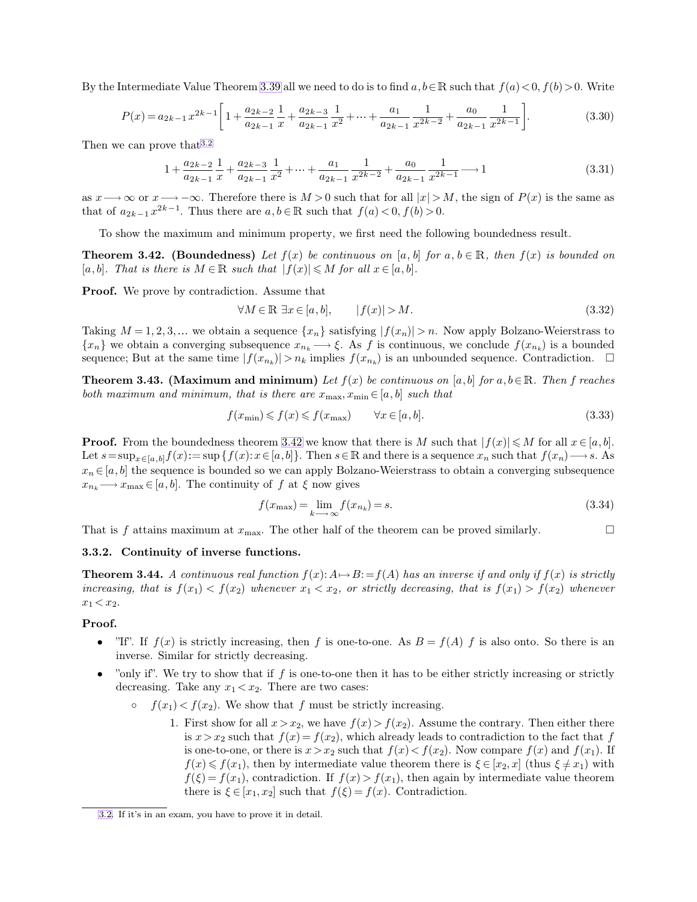By the Intermediate Value Theorem 3.39 all we need to do is to find $a, b \in \mathbb{R}$ such that $f(a) < 0, f(b) > 0$. Write

$$P(x) = a_{2k-1} x^{2k-1} \left[ 1 + \frac{a_{2k-2}}{a_{2k-1}} \frac{1}{x} + \frac{a_{2k-3}}{a_{2k-1}} \frac{1}{x^2} + \cdots + \frac{a_1}{a_{2k-1}} \frac{1}{x^{2k-2}} + \frac{a_0}{a_{2k-1}} \frac{1}{x^{2k-1}} \right]. \tag{3.30}$$

Then we can prove that[3.2]

$$1 + \frac{a_{2k-2}}{a_{2k-1}} \frac{1}{x} + \frac{a_{2k-3}}{a_{2k-1}} \frac{1}{x^2} + \cdots + \frac{a_1}{a_{2k-1}} \frac{1}{x^{2k-2}} + \frac{a_0}{a_{2k-1}} \frac{1}{x^{2k-1}} \longrightarrow 1 \tag{3.31}$$

as $x \longrightarrow \infty$ or $x \longrightarrow -\infty$. Therefore there is $M > 0$ such that for all $|x| > M$, the sign of $P(x)$ is the same as that of $a_{2k-1} x^{2k-1}$. Thus there are $a, b \in \mathbb{R}$ such that $f(a) < 0, f(b) > 0$.

To show the maximum and minimum property, we first need the following boundedness result.

**Theorem 3.42. (Boundedness)** *Let $f(x)$ be continuous on $[a, b]$ for $a, b \in \mathbb{R}$, then $f(x)$ is bounded on $[a, b]$. That is there is $M \in \mathbb{R}$ such that $|f(x)| \leqslant M$ for all $x \in [a, b]$.*

**Proof.** We prove by contradiction. Assume that

$$\forall M \in \mathbb{R} \ \exists x \in [a, b], \qquad |f(x)| > M. \tag{3.32}$$

Taking $M = 1, 2, 3, \ldots$ we obtain a sequence $\{x_n\}$ satisfying $|f(x_n)| > n$. Now apply Bolzano-Weierstrass to $\{x_n\}$ we obtain a converging subsequence $x_{n_k} \longrightarrow \xi$. As $f$ is continuous, we conclude $f(x_{n_k})$ is a bounded sequence; But at the same time $|f(x_{n_k})| > n_k$ implies $f(x_{n_k})$ is an unbounded sequence. Contradiction. □

**Theorem 3.43. (Maximum and minimum)** *Let $f(x)$ be continuous on $[a, b]$ for $a, b \in \mathbb{R}$. Then $f$ reaches both maximum and minimum, that is there are $x_{\max}, x_{\min} \in [a, b]$ such that*

$$f(x_{\min}) \leqslant f(x) \leqslant f(x_{\max}) \qquad \forall x \in [a, b]. \tag{3.33}$$

**Proof.** From the boundedness theorem 3.42 we know that there is $M$ such that $|f(x)| \leqslant M$ for all $x \in [a, b]$. Let $s = \sup_{x \in [a,b]} f(x) := \sup \{f(x) : x \in [a, b]\}$. Then $s \in \mathbb{R}$ and there is a sequence $x_n$ such that $f(x_n) \longrightarrow s$. As $x_n \in [a, b]$ the sequence is bounded so we can apply Bolzano-Weierstrass to obtain a converging subsequence $x_{n_k} \longrightarrow x_{\max} \in [a, b]$. The continuity of $f$ at $\xi$ now gives

$$f(x_{\max}) = \lim_{k \longrightarrow \infty} f(x_{n_k}) = s. \tag{3.34}$$

That is $f$ attains maximum at $x_{\max}$. The other half of the theorem can be proved similarly. □

### 3.3.2. Continuity of inverse functions.

**Theorem 3.44.** *A continuous real function $f(x): A \mapsto B := f(A)$ has an inverse if and only if $f(x)$ is strictly increasing, that is $f(x_1) < f(x_2)$ whenever $x_1 < x_2$, or strictly decreasing, that is $f(x_1) > f(x_2)$ whenever $x_1 < x_2$.*

**Proof.**

- "If". If $f(x)$ is strictly increasing, then $f$ is one-to-one. As $B = f(A)$ $f$ is also onto. So there is an inverse. Similar for strictly decreasing.
- "only if". We try to show that if $f$ is one-to-one then it has to be either strictly increasing or strictly decreasing. Take any $x_1 < x_2$. There are two cases:
  - $f(x_1) < f(x_2)$. We show that $f$ must be strictly increasing.
    1. First show for all $x > x_2$, we have $f(x) > f(x_2)$. Assume the contrary. Then either there is $x > x_2$ such that $f(x) = f(x_2)$, which already leads to contradiction to the fact that $f$ is one-to-one, or there is $x > x_2$ such that $f(x) < f(x_2)$. Now compare $f(x)$ and $f(x_1)$. If $f(x) \leqslant f(x_1)$, then by intermediate value theorem there is $\xi \in [x_2, x]$ (thus $\xi \neq x_1$) with $f(\xi) = f(x_1)$, contradiction. If $f(x) > f(x_1)$, then again by intermediate value theorem there is $\xi \in [x_1, x_2]$ such that $f(\xi) = f(x)$. Contradiction.

[3.2] If it's in an exam, you have to prove it in detail.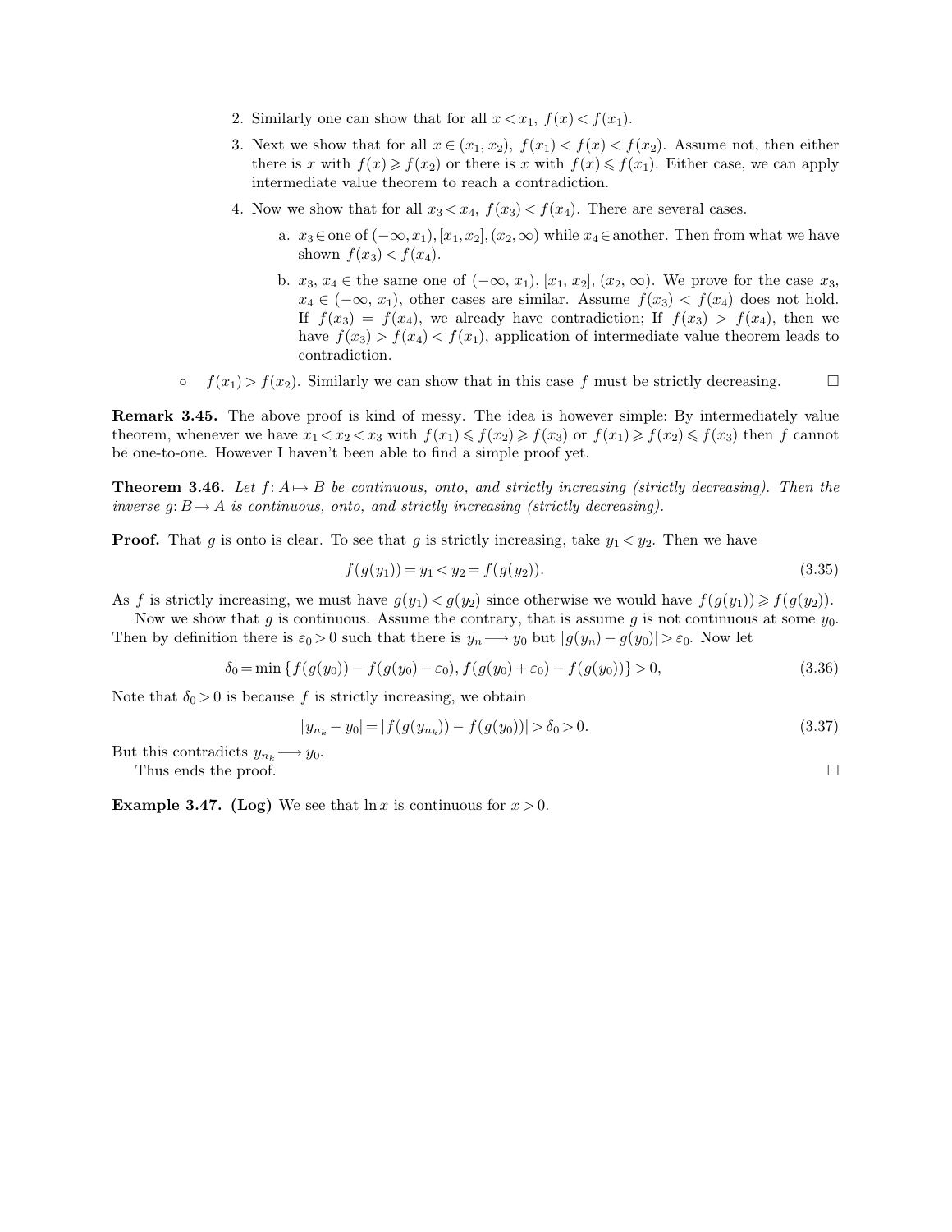2. Similarly one can show that for all $x < x_1$, $f(x) < f(x_1)$.

3. Next we show that for all $x \in (x_1, x_2)$, $f(x_1) < f(x) < f(x_2)$. Assume not, then either there is $x$ with $f(x) \geqslant f(x_2)$ or there is $x$ with $f(x) \leqslant f(x_1)$. Either case, we can apply intermediate value theorem to reach a contradiction.

4. Now we show that for all $x_3 < x_4$, $f(x_3) < f(x_4)$. There are several cases.

   a. $x_3 \in$ one of $(-\infty, x_1), [x_1, x_2], (x_2, \infty)$ while $x_4 \in$ another. Then from what we have shown $f(x_3) < f(x_4)$.

   b. $x_3, x_4 \in$ the same one of $(-\infty, x_1)$, $[x_1, x_2]$, $(x_2, \infty)$. We prove for the case $x_3$, $x_4 \in (-\infty, x_1)$, other cases are similar. Assume $f(x_3) < f(x_4)$ does not hold. If $f(x_3) = f(x_4)$, we already have contradiction; If $f(x_3) > f(x_4)$, then we have $f(x_3) > f(x_4) < f(x_1)$, application of intermediate value theorem leads to contradiction.

- $f(x_1) > f(x_2)$. Similarly we can show that in this case $f$ must be strictly decreasing. □

**Remark 3.45.** The above proof is kind of messy. The idea is however simple: By intermediately value theorem, whenever we have $x_1 < x_2 < x_3$ with $f(x_1) \leqslant f(x_2) \geqslant f(x_3)$ or $f(x_1) \geqslant f(x_2) \leqslant f(x_3)$ then $f$ cannot be one-to-one. However I haven't been able to find a simple proof yet.

**Theorem 3.46.** *Let $f: A \mapsto B$ be continuous, onto, and strictly increasing (strictly decreasing). Then the inverse $g: B \mapsto A$ is continuous, onto, and strictly increasing (strictly decreasing).*

**Proof.** That $g$ is onto is clear. To see that $g$ is strictly increasing, take $y_1 < y_2$. Then we have

$$f(g(y_1)) = y_1 < y_2 = f(g(y_2)). \tag{3.35}$$

As $f$ is strictly increasing, we must have $g(y_1) < g(y_2)$ since otherwise we would have $f(g(y_1)) \geqslant f(g(y_2))$.

Now we show that $g$ is continuous. Assume the contrary, that is assume $g$ is not continuous at some $y_0$. Then by definition there is $\varepsilon_0 > 0$ such that there is $y_n \longrightarrow y_0$ but $|g(y_n) - g(y_0)| > \varepsilon_0$. Now let

$$\delta_0 = \min \{ f(g(y_0)) - f(g(y_0) - \varepsilon_0), f(g(y_0) + \varepsilon_0) - f(g(y_0)) \} > 0, \tag{3.36}$$

Note that $\delta_0 > 0$ is because $f$ is strictly increasing, we obtain

$$|y_{n_k} - y_0| = |f(g(y_{n_k})) - f(g(y_0))| > \delta_0 > 0. \tag{3.37}$$

But this contradicts $y_{n_k} \longrightarrow y_0$.

Thus ends the proof. □

**Example 3.47. (Log)** We see that $\ln x$ is continuous for $x > 0$.